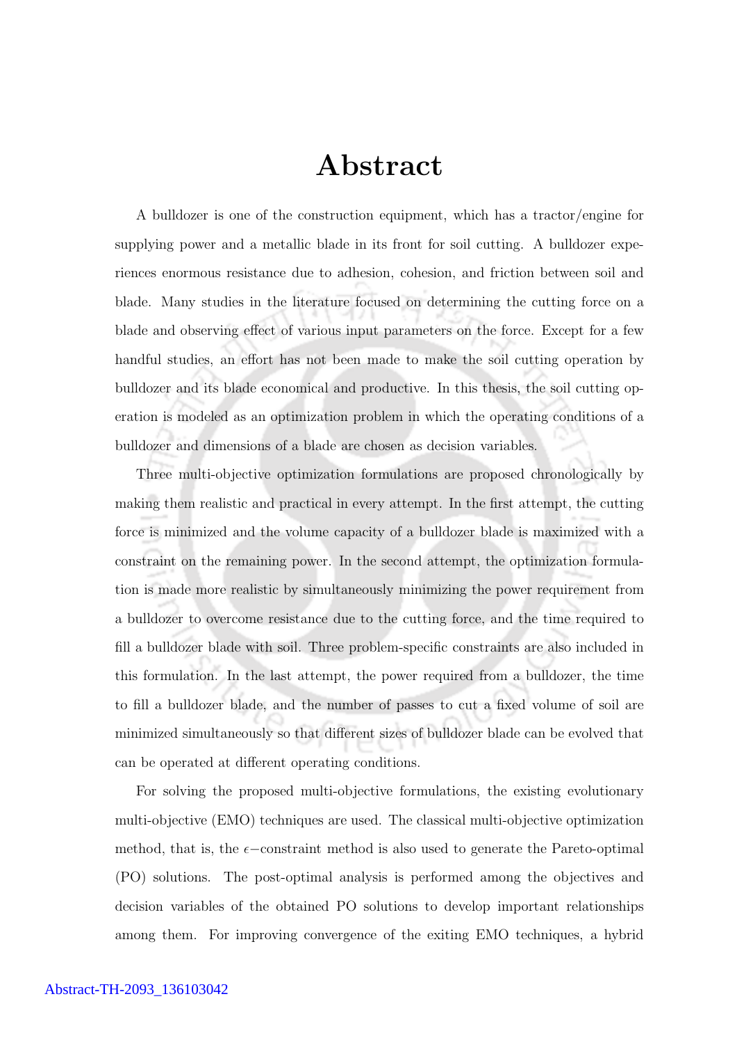# Abstract

A bulldozer is one of the construction equipment, which has a tractor/engine for supplying power and a metallic blade in its front for soil cutting. A bulldozer experiences enormous resistance due to adhesion, cohesion, and friction between soil and blade. Many studies in the literature focused on determining the cutting force on a blade and observing effect of various input parameters on the force. Except for a few handful studies, an effort has not been made to make the soil cutting operation by bulldozer and its blade economical and productive. In this thesis, the soil cutting operation is modeled as an optimization problem in which the operating conditions of a bulldozer and dimensions of a blade are chosen as decision variables.

Three multi-objective optimization formulations are proposed chronologically by making them realistic and practical in every attempt. In the first attempt, the cutting force is minimized and the volume capacity of a bulldozer blade is maximized with a constraint on the remaining power. In the second attempt, the optimization formulation is made more realistic by simultaneously minimizing the power requirement from a bulldozer to overcome resistance due to the cutting force, and the time required to fill a bulldozer blade with soil. Three problem-specific constraints are also included in this formulation. In the last attempt, the power required from a bulldozer, the time to fill a bulldozer blade, and the number of passes to cut a fixed volume of soil are minimized simultaneously so that different sizes of bulldozer blade can be evolved that can be operated at different operating conditions.

For solving the proposed multi-objective formulations, the existing evolutionary multi-objective (EMO) techniques are used. The classical multi-objective optimization method, that is, the $\epsilon-$constraint method is also used to generate the Pareto-optimal (PO) solutions. The post-optimal analysis is performed among the objectives and decision variables of the obtained PO solutions to develop important relationships among them. For improving convergence of the exiting EMO techniques, a hybrid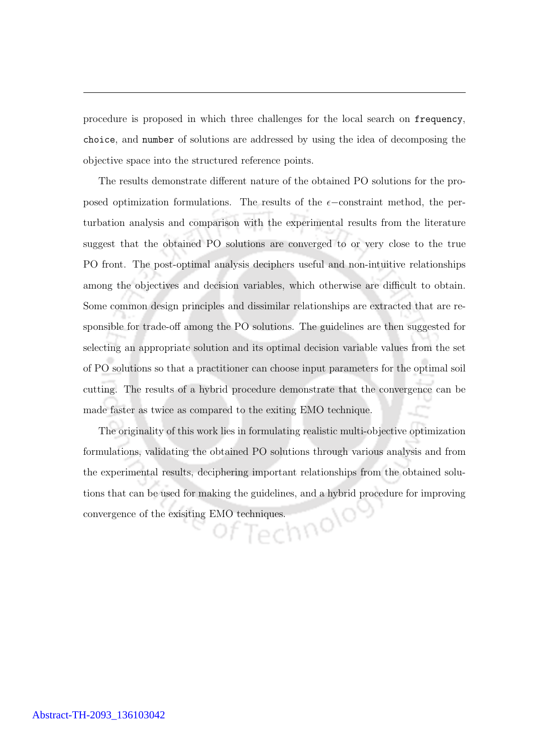procedure is proposed in which three challenges for the local search on `frequency`, `choice`, and `number` of solutions are addressed by using the idea of decomposing the objective space into the structured reference points.

The results demonstrate different nature of the obtained PO solutions for the proposed optimization formulations. The results of the $\epsilon-$constraint method, the perturbation analysis and comparison with the experimental results from the literature suggest that the obtained PO solutions are converged to or very close to the true PO front. The post-optimal analysis deciphers useful and non-intuitive relationships among the objectives and decision variables, which otherwise are difficult to obtain. Some common design principles and dissimilar relationships are extracted that are responsible for trade-off among the PO solutions. The guidelines are then suggested for selecting an appropriate solution and its optimal decision variable values from the set of PO solutions so that a practitioner can choose input parameters for the optimal soil cutting. The results of a hybrid procedure demonstrate that the convergence can be made faster as twice as compared to the exiting EMO technique.

The originality of this work lies in formulating realistic multi-objective optimization formulations, validating the obtained PO solutions through various analysis and from the experimental results, deciphering important relationships from the obtained solutions that can be used for making the guidelines, and a hybrid procedure for improving convergence of the exisiting EMO techniques.